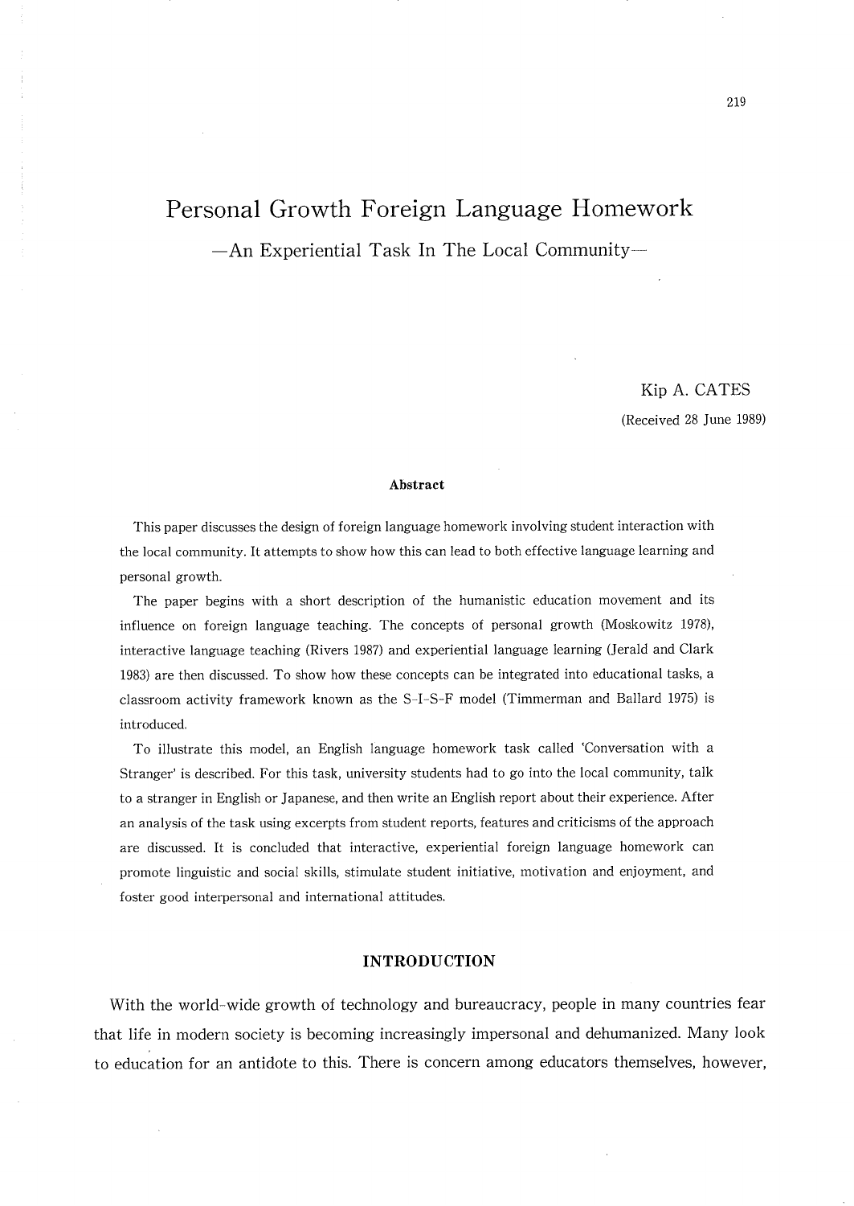# Personal Growth Foreign Language Homework

## —An Experiential Task In The Local Community—

Kip A. CATES

(Received 28 June 1989)

### Abstract

This paper discusses the design of foreign language homework involving student interaction with the local community. It attempts to show how this can lead to both effective language learning and personal growth.

The paper begins with a short description of the humanistic education movement and its influence on foreign language teaching. The concepts of personal growth (Moskowitz 1978), interactive language teaching (Rivers 1987) and experiential language learning (Jerald and Clark 1983) are then discussed. To show how these concepts can be integrated into educational tasks, a classroom activity framework known as the S-I-S-F model (Timmerman and Ballard 1975) is introduced.

To illustrate this model, an English language homework task called 'Conversation with a Stranger' is described. For this task, university students had to go into the local community, talk to a stranger in English or Japanese, and then write an English report about their experience. After an analysis of the task using excerpts from student reports, features and criticisms of the approach are discussed. It is concluded that interactive, experiential foreign language homework can promote linguistic and social skills, stimulate student initiative, motivation and enjoyment, and foster good interpersonal and international attitudes.

## INTRODUCTION

With the world-wide growth of technology and bureaucracy, people in many countries fear that life in modern society is becoming increasingly impersonal and dehumanized. Many look to education for an antidote to this. There is concern among educators themselves, however,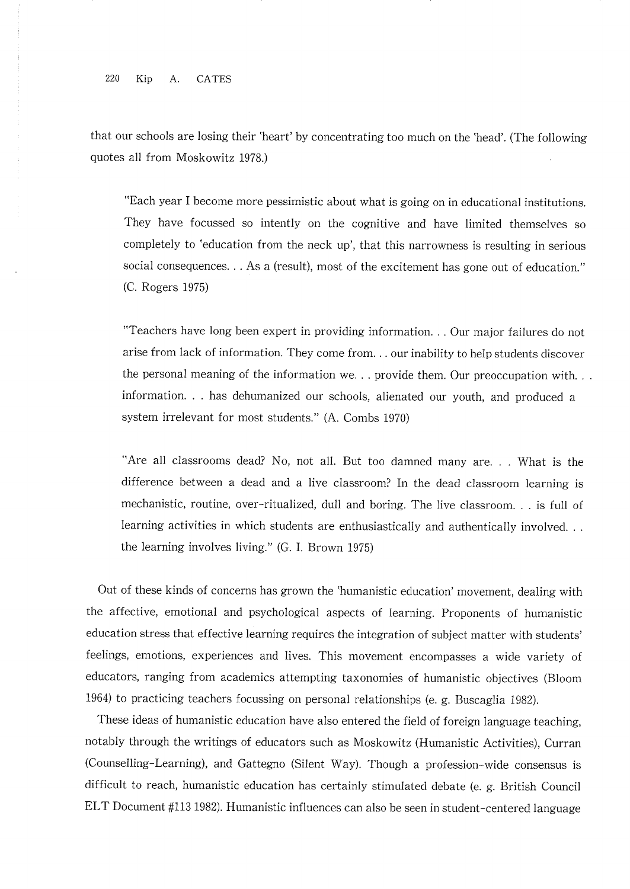that our schools are losing their 'heart' by concentrating too much on the 'head'. (The following quotes all from Moskowitz 1978.)

> "Each year I become more pessimistic about what is going on in educational institutions. They have focussed so intently on the cognitive and have limited themselves so completely to 'education from the neck up', that this narrowness is resulting in serious social consequences. . . As a (result), most of the excitement has gone out of education." (C. Rogers 1975)

> "Teachers have long been expert in providing information. . . Our major failures do not arise from lack of information. They come from. . . our inability to help students discover the personal meaning of the information we. . . provide them. Our preoccupation with. . . information. . . has dehumanized our schools, alienated our youth, and produced a system irrelevant for most students." (A. Combs 1970)

> "Are all classrooms dead? No, not all. But too damned many are. . . What is the difference between a dead and a live classroom? In the dead classroom learning is mechanistic, routine, over-ritualized, dull and boring. The live classroom. . . is full of learning activities in which students are enthusiastically and authentically involved. . . the learning involves living." (G. I. Brown 1975)

Out of these kinds of concerns has grown the 'humanistic education' movement, dealing with the affective, emotional and psychological aspects of learning. Proponents of humanistic education stress that effective learning requires the integration of subject matter with students' feelings, emotions, experiences and lives. This movement encompasses a wide variety of educators, ranging from academics attempting taxonomies of humanistic objectives (Bloom 1964) to practicing teachers focussing on personal relationships (e. g. Buscaglia 1982).

These ideas of humanistic education have also entered the field of foreign language teaching, notably through the writings of educators such as Moskowitz (Humanistic Activities), Curran (Counselling-Learning), and Gattegno (Silent Way). Though a profession-wide consensus is difficult to reach, humanistic education has certainly stimulated debate (e. g. British Council ELT Document #113 1982). Humanistic influences can also be seen in student-centered language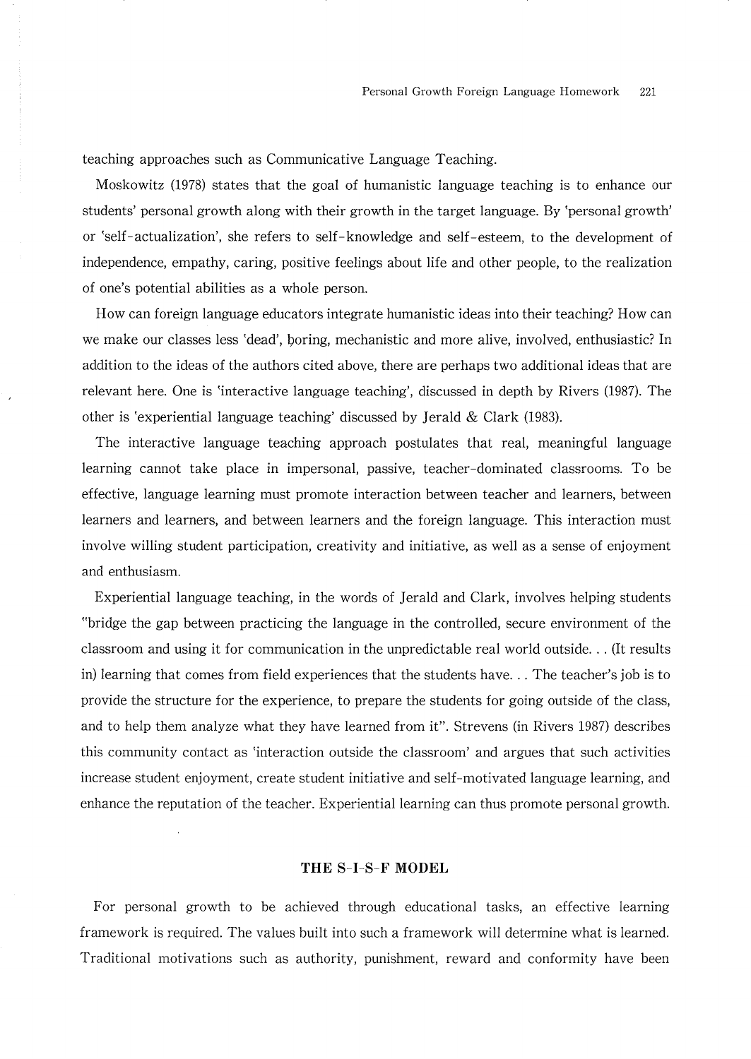teaching approaches such as Communicative Language Teaching.

Moskowitz (1978) states that the goal of humanistic language teaching is to enhance our students' personal growth along with their growth in the target language. By 'personal growth' or 'self-actualization', she refers to self-knowledge and self-esteem, to the development of independence, empathy, caring, positive feelings about life and other people, to the realization of one's potential abilities as a whole person.

How can foreign language educators integrate humanistic ideas into their teaching? How can we make our classes less 'dead', boring, mechanistic and more alive, involved, enthusiastic? In addition to the ideas of the authors cited above, there are perhaps two additional ideas that are relevant here. One is 'interactive language teaching', discussed in depth by Rivers (1987). The other is 'experiential language teaching' discussed by Jerald & Clark (1983).

The interactive language teaching approach postulates that real, meaningful language learning cannot take place in impersonal, passive, teacher-dominated classrooms. To be effective, language learning must promote interaction between teacher and learners, between learners and learners, and between learners and the foreign language. This interaction must involve willing student participation, creativity and initiative, as well as a sense of enjoyment and enthusiasm.

Experiential language teaching, in the words of Jerald and Clark, involves helping students "bridge the gap between practicing the language in the controlled, secure environment of the classroom and using it for communication in the unpredictable real world outside. . . (It results in) learning that comes from field experiences that the students have. . . The teacher's job is to provide the structure for the experience, to prepare the students for going outside of the class, and to help them analyze what they have learned from it". Strevens (in Rivers 1987) describes this community contact as 'interaction outside the classroom' and argues that such activities increase student enjoyment, create student initiative and self-motivated language learning, and enhance the reputation of the teacher. Experiential learning can thus promote personal growth.

## THE S-I-S-F MODEL

For personal growth to be achieved through educational tasks, an effective learning framework is required. The values built into such a framework will determine what is learned. Traditional motivations such as authority, punishment, reward and conformity have been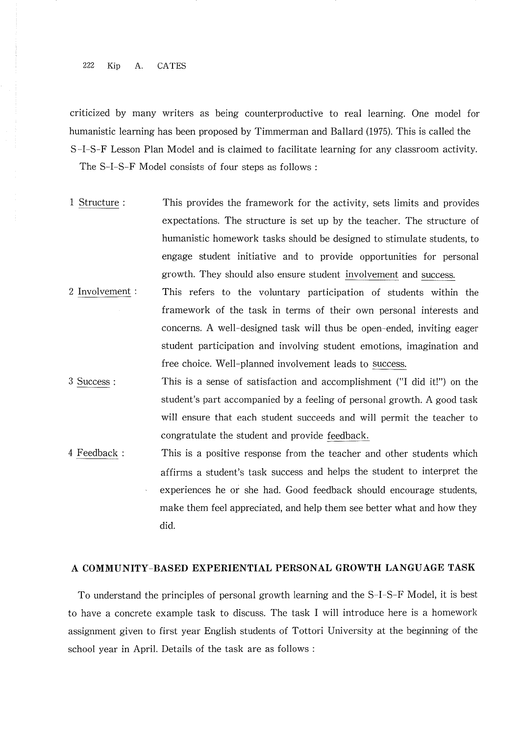criticized by many writers as being counterproductive to real learning. One model for humanistic learning has been proposed by Timmerman and Ballard (1975). This is called the S-I-S-F Lesson Plan Model and is claimed to facilitate learning for any classroom activity.

The S-I-S-F Model consists of four steps as follows :

1 Structure : This provides the framework for the activity, sets limits and provides expectations. The structure is set up by the teacher. The structure of humanistic homework tasks should be designed to stimulate students, to engage student initiative and to provide opportunities for personal growth. They should also ensure student involvement and success.

2 Involvement : This refers to the voluntary participation of students within the framework of the task in terms of their own personal interests and concerns. A well-designed task will thus be open-ended, inviting eager student participation and involving student emotions, imagination and free choice. Well-planned involvement leads to success.

3 Success : This is a sense of satisfaction and accomplishment ("I did it!") on the student's part accompanied by a feeling of personal growth. A good task will ensure that each student succeeds and will permit the teacher to congratulate the student and provide feedback.

4 Feedback : This is a positive response from the teacher and other students which affirms a student's task success and helps the student to interpret the experiences he or she had. Good feedback should encourage students, make them feel appreciated, and help them see better what and how they did.

## A COMMUNITY-BASED EXPERIENTIAL PERSONAL GROWTH LANGUAGE TASK

To understand the principles of personal growth learning and the S-I-S-F Model, it is best to have a concrete example task to discuss. The task I will introduce here is a homework assignment given to first year English students of Tottori University at the beginning of the school year in April. Details of the task are as follows :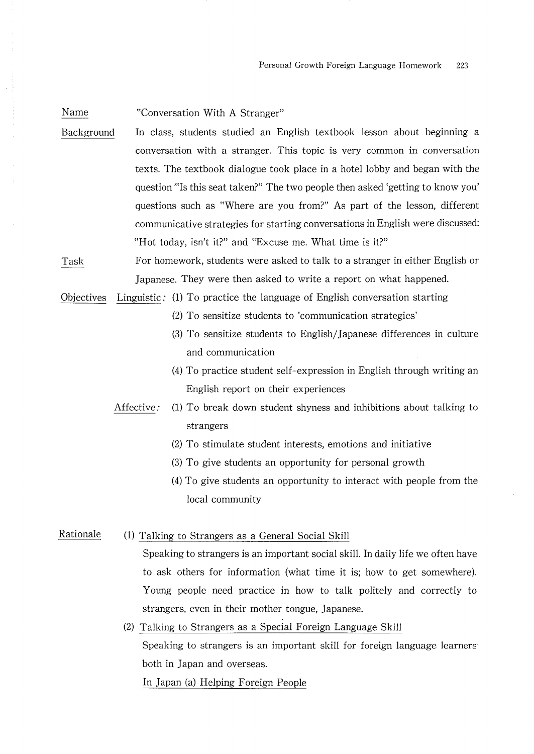Name "Conversation With A Stranger"

Background In class, students studied an English textbook lesson about beginning a conversation with a stranger. This topic is very common in conversation texts. The textbook dialogue took place in a hotel lobby and began with the question "Is this seat taken?" The two people then asked 'getting to know you' questions such as "Where are you from?" As part of the lesson, different communicative strategies for starting conversations in English were discussed: "Hot today, isn't it?" and "Excuse me. What time is it?"

Task For homework, students were asked to talk to a stranger in either English or Japanese. They were then asked to write a report on what happened.

Objectives

Linguistic:
(1) To practice the language of English conversation starting
(2) To sensitize students to 'communication strategies'
(3) To sensitize students to English/Japanese differences in culture and communication
(4) To practice student self-expression in English through writing an English report on their experiences

Affective:
(1) To break down student shyness and inhibitions about talking to strangers
(2) To stimulate student interests, emotions and initiative
(3) To give students an opportunity for personal growth
(4) To give students an opportunity to interact with people from the local community

Rationale

(1) Talking to Strangers as a General Social Skill

Speaking to strangers is an important social skill. In daily life we often have to ask others for information (what time it is; how to get somewhere). Young people need practice in how to talk politely and correctly to strangers, even in their mother tongue, Japanese.

(2) Talking to Strangers as a Special Foreign Language Skill

Speaking to strangers is an important skill for foreign language learners both in Japan and overseas.

In Japan (a) Helping Foreign People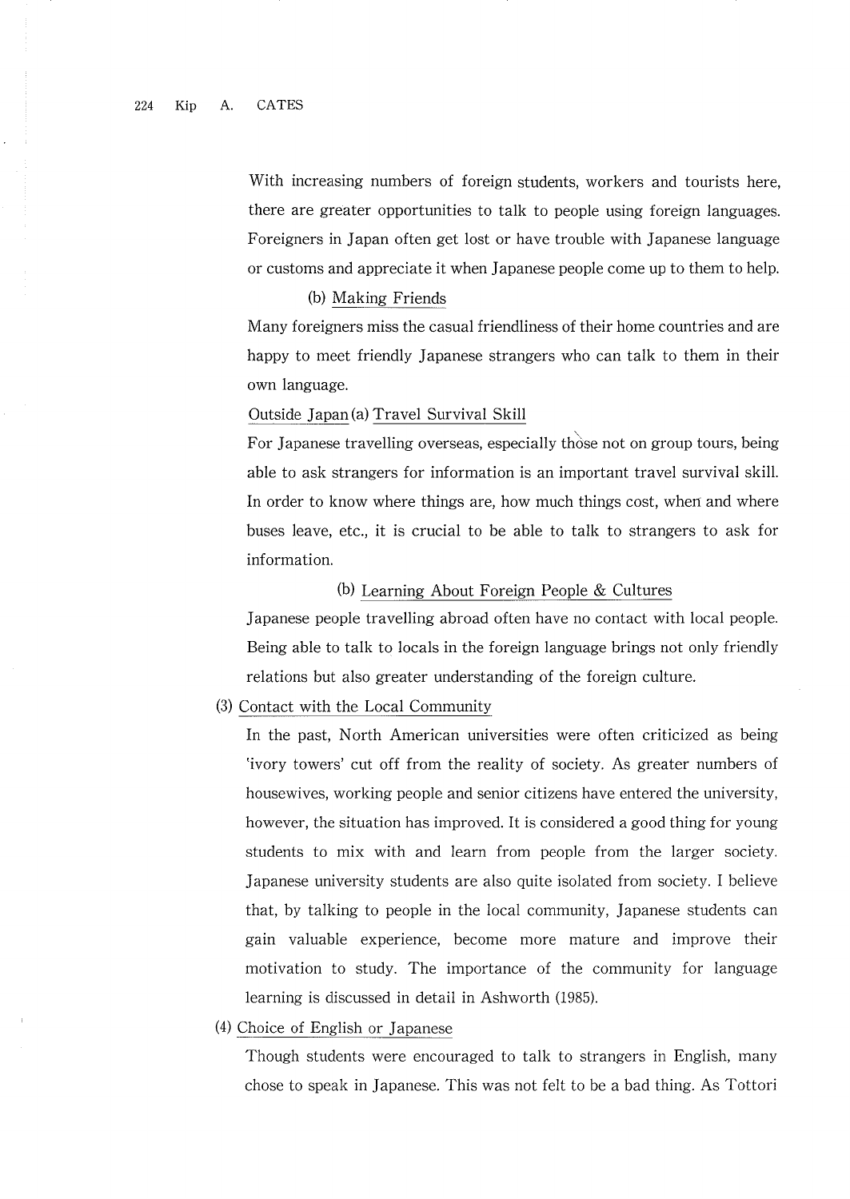With increasing numbers of foreign students, workers and tourists here, there are greater opportunities to talk to people using foreign languages. Foreigners in Japan often get lost or have trouble with Japanese language or customs and appreciate it when Japanese people come up to them to help.

(b) Making Friends

Many foreigners miss the casual friendliness of their home countries and are happy to meet friendly Japanese strangers who can talk to them in their own language.

Outside Japan (a) Travel Survival Skill

For Japanese travelling overseas, especially those not on group tours, being able to ask strangers for information is an important travel survival skill. In order to know where things are, how much things cost, when and where buses leave, etc., it is crucial to be able to talk to strangers to ask for information.

(b) Learning About Foreign People & Cultures

Japanese people travelling abroad often have no contact with local people. Being able to talk to locals in the foreign language brings not only friendly relations but also greater understanding of the foreign culture.

(3) Contact with the Local Community

In the past, North American universities were often criticized as being 'ivory towers' cut off from the reality of society. As greater numbers of housewives, working people and senior citizens have entered the university, however, the situation has improved. It is considered a good thing for young students to mix with and learn from people from the larger society. Japanese university students are also quite isolated from society. I believe that, by talking to people in the local community, Japanese students can gain valuable experience, become more mature and improve their motivation to study. The importance of the community for language learning is discussed in detail in Ashworth (1985).

(4) Choice of English or Japanese

Though students were encouraged to talk to strangers in English, many chose to speak in Japanese. This was not felt to be a bad thing. As Tottori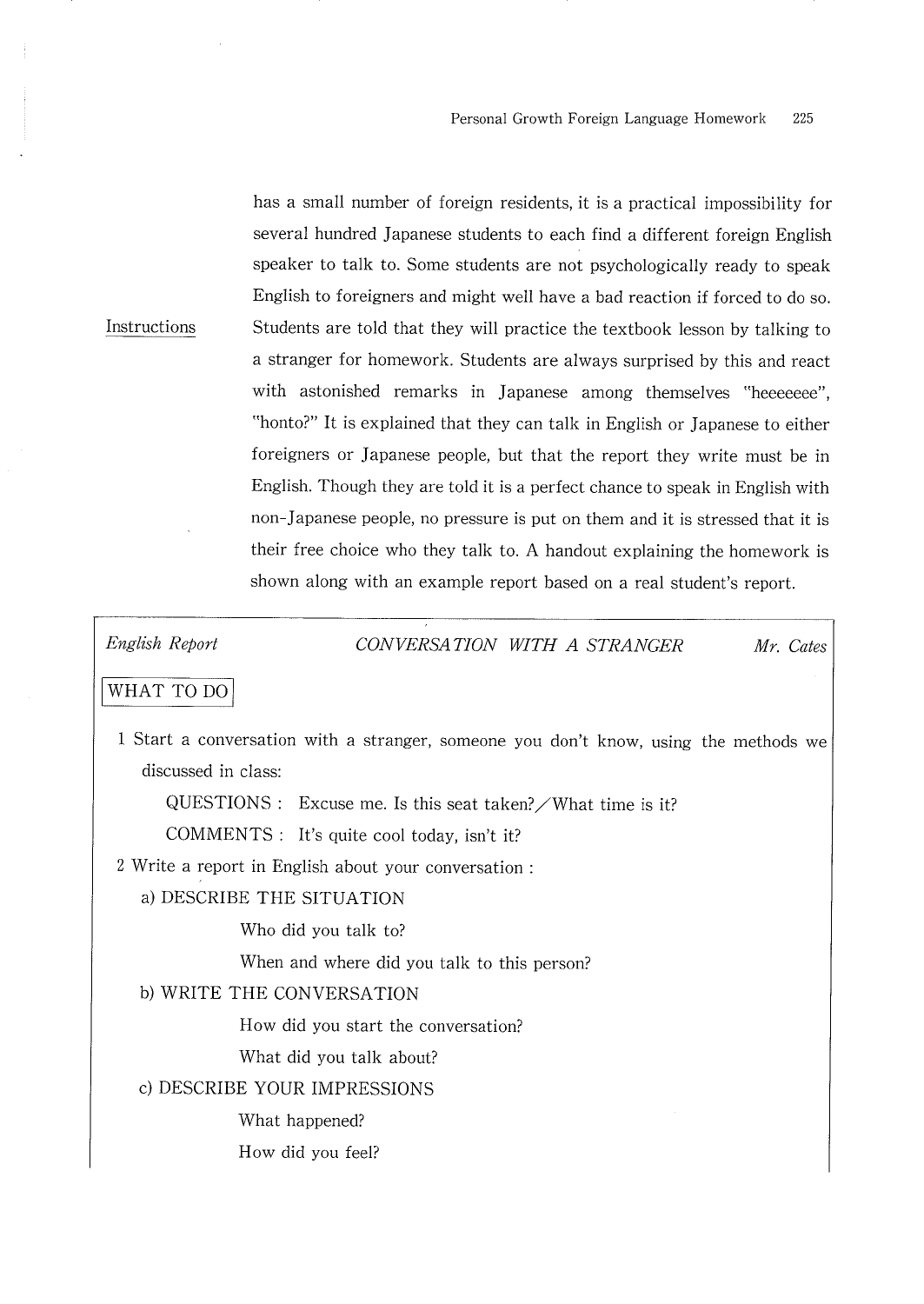has a small number of foreign residents, it is a practical impossibility for several hundred Japanese students to each find a different foreign English speaker to talk to. Some students are not psychologically ready to speak English to foreigners and might well have a bad reaction if forced to do so.

Instructions

Students are told that they will practice the textbook lesson by talking to a stranger for homework. Students are always surprised by this and react with astonished remarks in Japanese among themselves "heeeeeee", "honto?" It is explained that they can talk in English or Japanese to either foreigners or Japanese people, but that the report they write must be in English. Though they are told it is a perfect chance to speak in English with non-Japanese people, no pressure is put on them and it is stressed that it is their free choice who they talk to. A handout explaining the homework is shown along with an example report based on a real student's report.

---

*English Report* — *CONVERSATION WITH A STRANGER* — *Mr. Cates*

**WHAT TO DO**

1 Start a conversation with a stranger, someone you don't know, using the methods we discussed in class:

QUESTIONS : Excuse me. Is this seat taken?／What time is it?

COMMENTS : It's quite cool today, isn't it?

2 Write a report in English about your conversation :

a) DESCRIBE THE SITUATION

Who did you talk to?

When and where did you talk to this person?

b) WRITE THE CONVERSATION

How did you start the conversation?

What did you talk about?

c) DESCRIBE YOUR IMPRESSIONS

What happened?

How did you feel?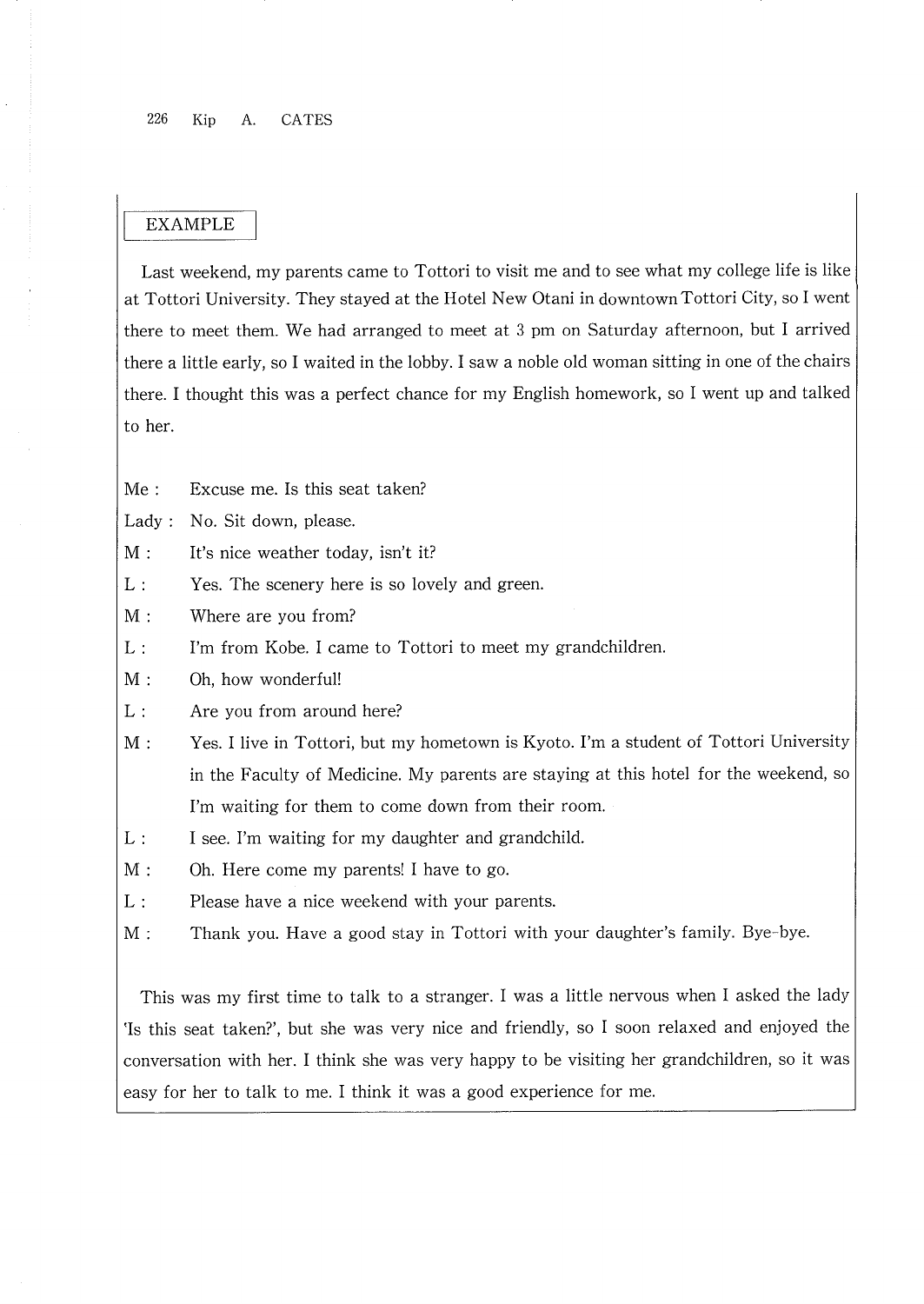EXAMPLE

Last weekend, my parents came to Tottori to visit me and to see what my college life is like at Tottori University. They stayed at the Hotel New Otani in downtown Tottori City, so I went there to meet them. We had arranged to meet at 3 pm on Saturday afternoon, but I arrived there a little early, so I waited in the lobby. I saw a noble old woman sitting in one of the chairs there. I thought this was a perfect chance for my English homework, so I went up and talked to her.

Me : Excuse me. Is this seat taken?

Lady : No. Sit down, please.

M : It's nice weather today, isn't it?

L : Yes. The scenery here is so lovely and green.

M : Where are you from?

L : I'm from Kobe. I came to Tottori to meet my grandchildren.

M : Oh, how wonderful!

L : Are you from around here?

M : Yes. I live in Tottori, but my hometown is Kyoto. I'm a student of Tottori University in the Faculty of Medicine. My parents are staying at this hotel for the weekend, so I'm waiting for them to come down from their room.

L : I see. I'm waiting for my daughter and grandchild.

M : Oh. Here come my parents! I have to go.

L : Please have a nice weekend with your parents.

M : Thank you. Have a good stay in Tottori with your daughter's family. Bye-bye.

This was my first time to talk to a stranger. I was a little nervous when I asked the lady 'Is this seat taken?', but she was very nice and friendly, so I soon relaxed and enjoyed the conversation with her. I think she was very happy to be visiting her grandchildren, so it was easy for her to talk to me. I think it was a good experience for me.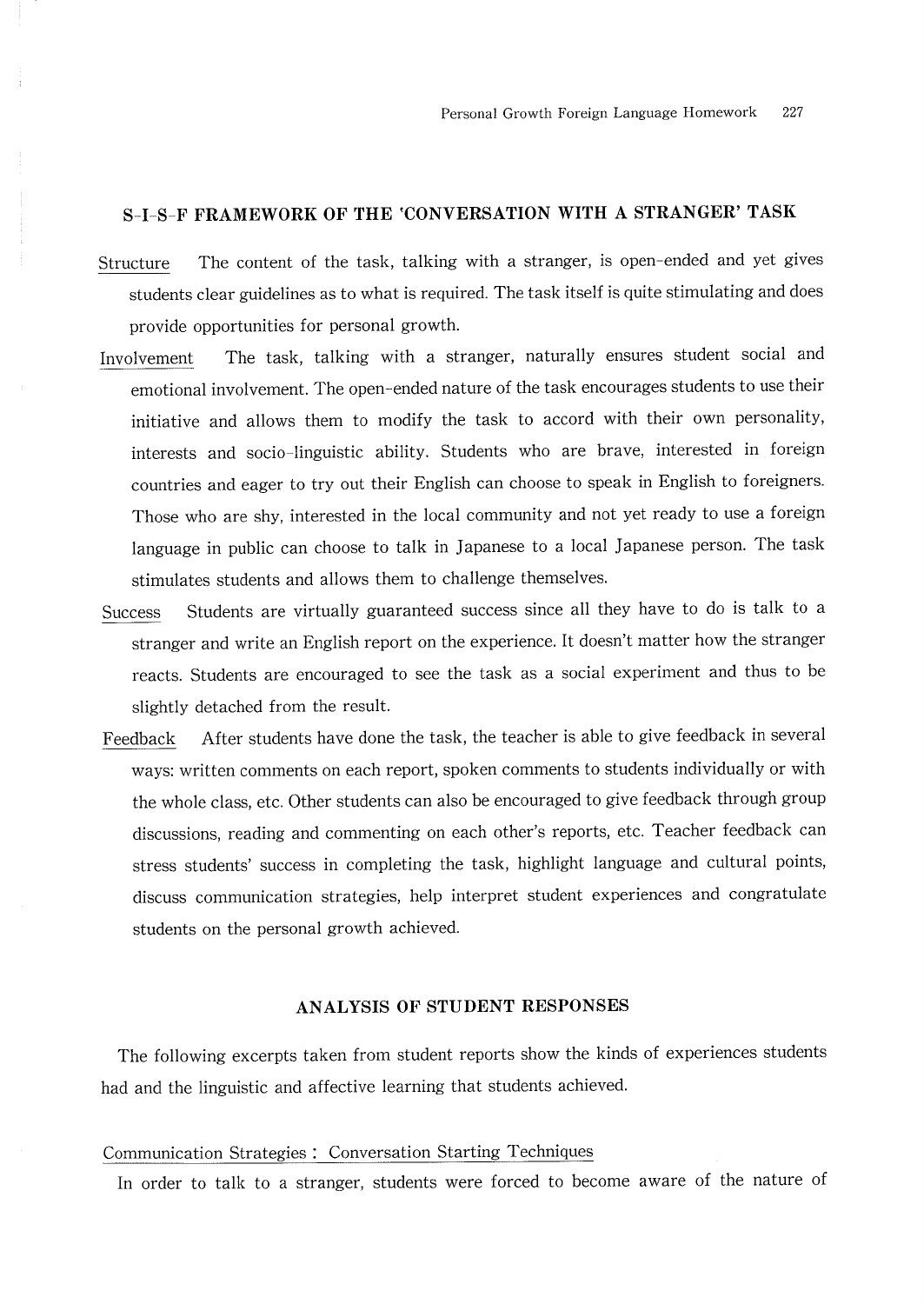## S-I-S-F FRAMEWORK OF THE 'CONVERSATION WITH A STRANGER' TASK

Structure　The content of the task, talking with a stranger, is open-ended and yet gives students clear guidelines as to what is required. The task itself is quite stimulating and does provide opportunities for personal growth.

Involvement　The task, talking with a stranger, naturally ensures student social and emotional involvement. The open-ended nature of the task encourages students to use their initiative and allows them to modify the task to accord with their own personality, interests and socio-linguistic ability. Students who are brave, interested in foreign countries and eager to try out their English can choose to speak in English to foreigners. Those who are shy, interested in the local community and not yet ready to use a foreign language in public can choose to talk in Japanese to a local Japanese person. The task stimulates students and allows them to challenge themselves.

Success　Students are virtually guaranteed success since all they have to do is talk to a stranger and write an English report on the experience. It doesn't matter how the stranger reacts. Students are encouraged to see the task as a social experiment and thus to be slightly detached from the result.

Feedback　After students have done the task, the teacher is able to give feedback in several ways: written comments on each report, spoken comments to students individually or with the whole class, etc. Other students can also be encouraged to give feedback through group discussions, reading and commenting on each other's reports, etc. Teacher feedback can stress students' success in completing the task, highlight language and cultural points, discuss communication strategies, help interpret student experiences and congratulate students on the personal growth achieved.

## ANALYSIS OF STUDENT RESPONSES

The following excerpts taken from student reports show the kinds of experiences students had and the linguistic and affective learning that students achieved.

### Communication Strategies : Conversation Starting Techniques

In order to talk to a stranger, students were forced to become aware of the nature of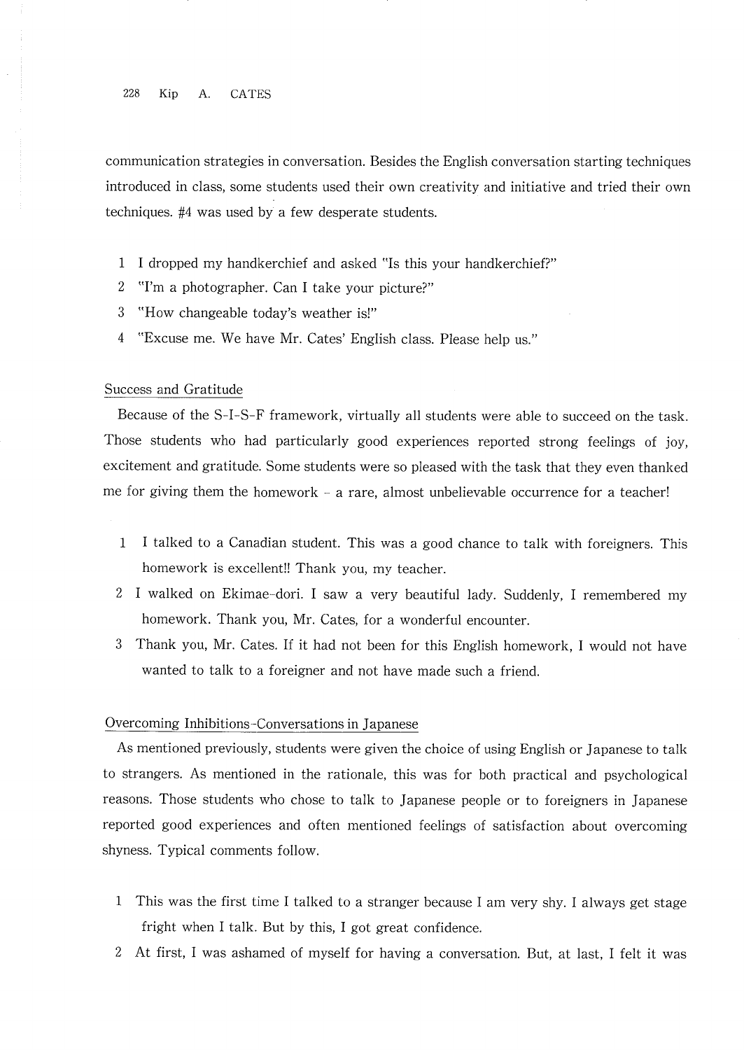communication strategies in conversation. Besides the English conversation starting techniques introduced in class, some students used their own creativity and initiative and tried their own techniques. #4 was used by a few desperate students.

1. I dropped my handkerchief and asked "Is this your handkerchief?"
2. "I'm a photographer. Can I take your picture?"
3. "How changeable today's weather is!"
4. "Excuse me. We have Mr. Cates' English class. Please help us."

### Success and Gratitude

Because of the S-I-S-F framework, virtually all students were able to succeed on the task. Those students who had particularly good experiences reported strong feelings of joy, excitement and gratitude. Some students were so pleased with the task that they even thanked me for giving them the homework – a rare, almost unbelievable occurrence for a teacher!

1. I talked to a Canadian student. This was a good chance to talk with foreigners. This homework is excellent!! Thank you, my teacher.
2. I walked on Ekimae-dori. I saw a very beautiful lady. Suddenly, I remembered my homework. Thank you, Mr. Cates, for a wonderful encounter.
3. Thank you, Mr. Cates. If it had not been for this English homework, I would not have wanted to talk to a foreigner and not have made such a friend.

### Overcoming Inhibitions-Conversations in Japanese

As mentioned previously, students were given the choice of using English or Japanese to talk to strangers. As mentioned in the rationale, this was for both practical and psychological reasons. Those students who chose to talk to Japanese people or to foreigners in Japanese reported good experiences and often mentioned feelings of satisfaction about overcoming shyness. Typical comments follow.

1. This was the first time I talked to a stranger because I am very shy. I always get stage fright when I talk. But by this, I got great confidence.
2. At first, I was ashamed of myself for having a conversation. But, at last, I felt it was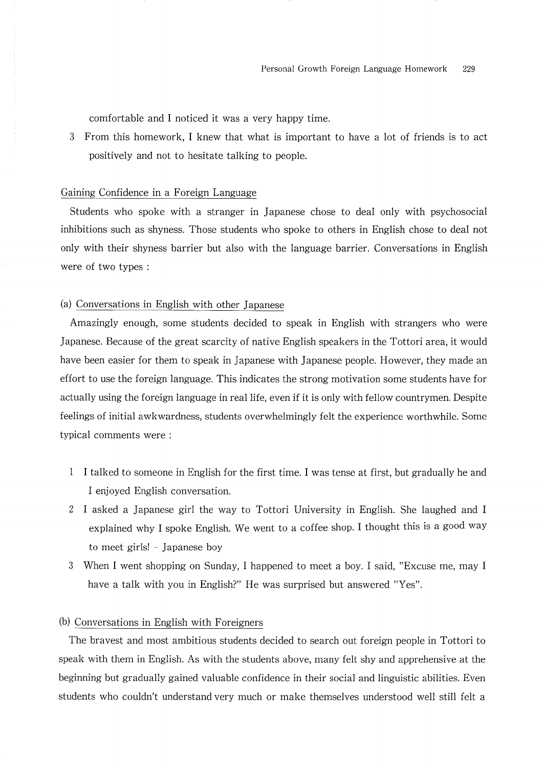comfortable and I noticed it was a very happy time.

3 From this homework, I knew that what is important to have a lot of friends is to act positively and not to hesitate talking to people.

## Gaining Confidence in a Foreign Language

Students who spoke with a stranger in Japanese chose to deal only with psychosocial inhibitions such as shyness. Those students who spoke to others in English chose to deal not only with their shyness barrier but also with the language barrier. Conversations in English were of two types :

### (a) Conversations in English with other Japanese

Amazingly enough, some students decided to speak in English with strangers who were Japanese. Because of the great scarcity of native English speakers in the Tottori area, it would have been easier for them to speak in Japanese with Japanese people. However, they made an effort to use the foreign language. This indicates the strong motivation some students have for actually using the foreign language in real life, even if it is only with fellow countrymen. Despite feelings of initial awkwardness, students overwhelmingly felt the experience worthwhile. Some typical comments were :

1 I talked to someone in English for the first time. I was tense at first, but gradually he and I enjoyed English conversation.

2 I asked a Japanese girl the way to Tottori University in English. She laughed and I explained why I spoke English. We went to a coffee shop. I thought this is a good way to meet girls! – Japanese boy

3 When I went shopping on Sunday, I happened to meet a boy. I said, "Excuse me, may I have a talk with you in English?" He was surprised but answered "Yes".

### (b) Conversations in English with Foreigners

The bravest and most ambitious students decided to search out foreign people in Tottori to speak with them in English. As with the students above, many felt shy and apprehensive at the beginning but gradually gained valuable confidence in their social and linguistic abilities. Even students who couldn't understand very much or make themselves understood well still felt a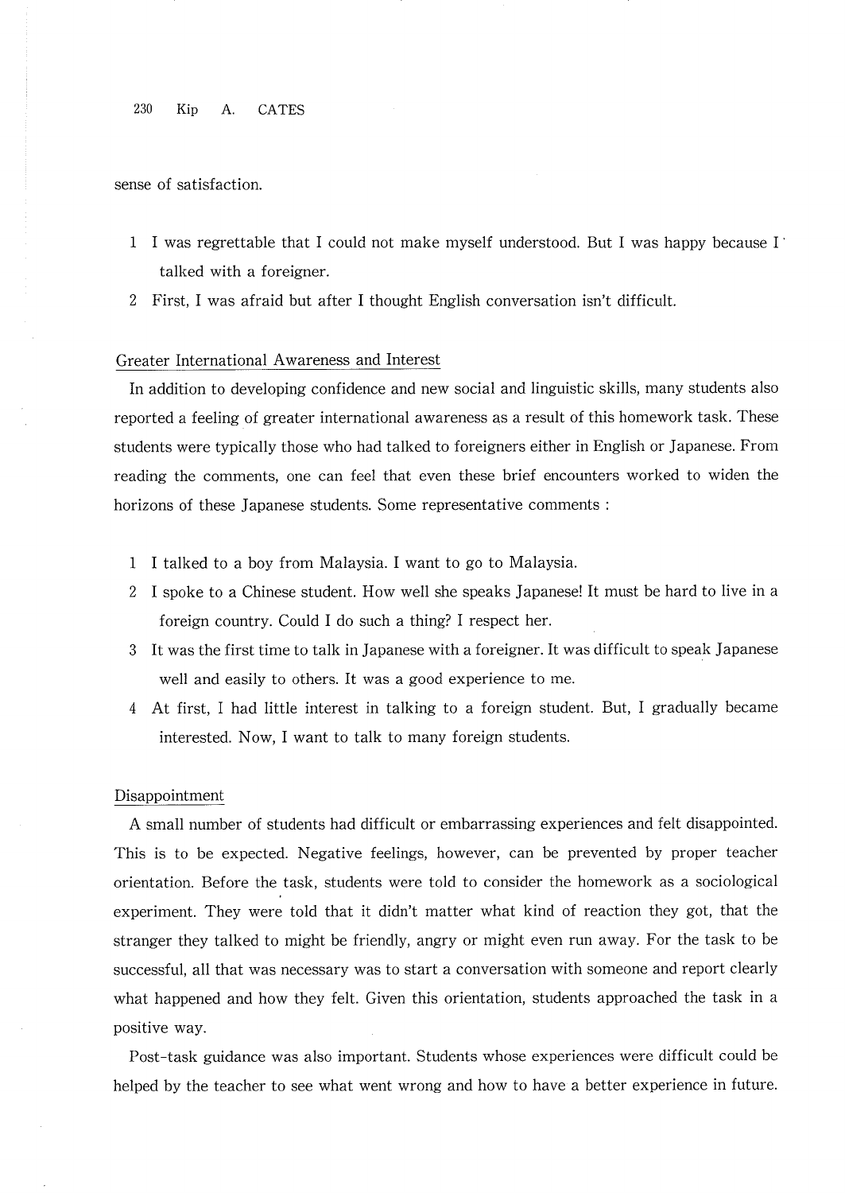sense of satisfaction.

1 I was regrettable that I could not make myself understood. But I was happy because I talked with a foreigner.
2 First, I was afraid but after I thought English conversation isn't difficult.

### Greater International Awareness and Interest

In addition to developing confidence and new social and linguistic skills, many students also reported a feeling of greater international awareness as a result of this homework task. These students were typically those who had talked to foreigners either in English or Japanese. From reading the comments, one can feel that even these brief encounters worked to widen the horizons of these Japanese students. Some representative comments :

1 I talked to a boy from Malaysia. I want to go to Malaysia.
2 I spoke to a Chinese student. How well she speaks Japanese! It must be hard to live in a foreign country. Could I do such a thing? I respect her.
3 It was the first time to talk in Japanese with a foreigner. It was difficult to speak Japanese well and easily to others. It was a good experience to me.
4 At first, I had little interest in talking to a foreign student. But, I gradually became interested. Now, I want to talk to many foreign students.

### Disappointment

A small number of students had difficult or embarrassing experiences and felt disappointed. This is to be expected. Negative feelings, however, can be prevented by proper teacher orientation. Before the task, students were told to consider the homework as a sociological experiment. They were told that it didn't matter what kind of reaction they got, that the stranger they talked to might be friendly, angry or might even run away. For the task to be successful, all that was necessary was to start a conversation with someone and report clearly what happened and how they felt. Given this orientation, students approached the task in a positive way.

Post-task guidance was also important. Students whose experiences were difficult could be helped by the teacher to see what went wrong and how to have a better experience in future.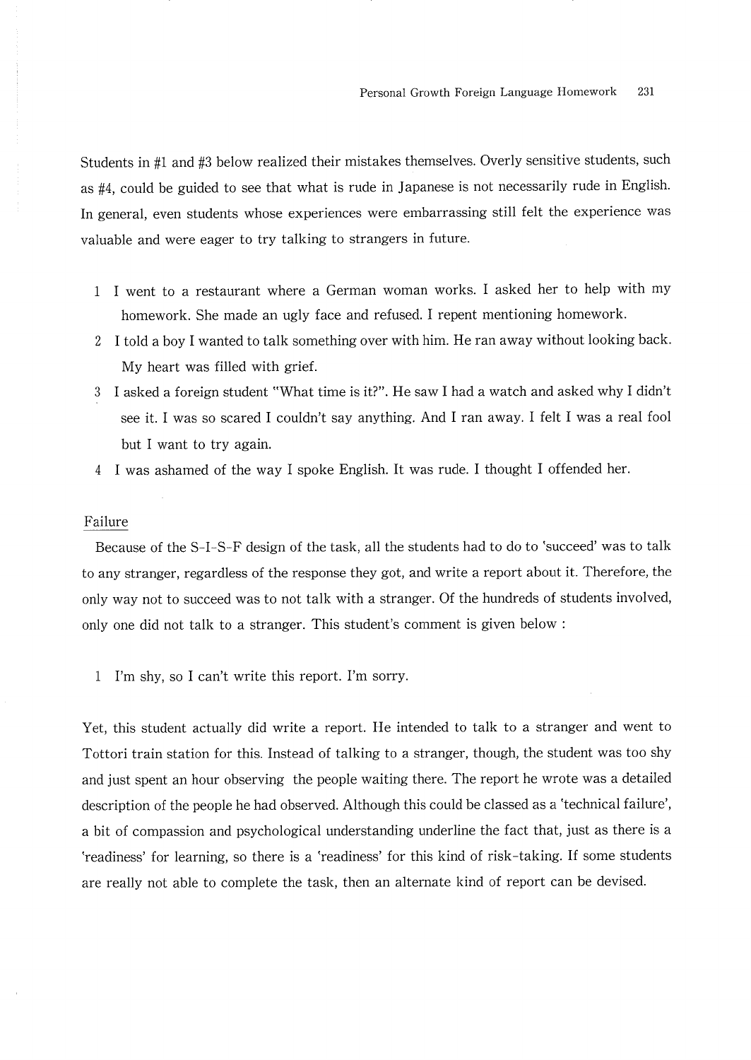Students in #1 and #3 below realized their mistakes themselves. Overly sensitive students, such as #4, could be guided to see that what is rude in Japanese is not necessarily rude in English. In general, even students whose experiences were embarrassing still felt the experience was valuable and were eager to try talking to strangers in future.

1 I went to a restaurant where a German woman works. I asked her to help with my homework. She made an ugly face and refused. I repent mentioning homework.
2 I told a boy I wanted to talk something over with him. He ran away without looking back. My heart was filled with grief.
3 I asked a foreign student "What time is it?". He saw I had a watch and asked why I didn't see it. I was so scared I couldn't say anything. And I ran away. I felt I was a real fool but I want to try again.
4 I was ashamed of the way I spoke English. It was rude. I thought I offended her.

## Failure

Because of the S-I-S-F design of the task, all the students had to do to 'succeed' was to talk to any stranger, regardless of the response they got, and write a report about it. Therefore, the only way not to succeed was to not talk with a stranger. Of the hundreds of students involved, only one did not talk to a stranger. This student's comment is given below :

1 I'm shy, so I can't write this report. I'm sorry.

Yet, this student actually did write a report. He intended to talk to a stranger and went to Tottori train station for this. Instead of talking to a stranger, though, the student was too shy and just spent an hour observing the people waiting there. The report he wrote was a detailed description of the people he had observed. Although this could be classed as a 'technical failure', a bit of compassion and psychological understanding underline the fact that, just as there is a 'readiness' for learning, so there is a 'readiness' for this kind of risk-taking. If some students are really not able to complete the task, then an alternate kind of report can be devised.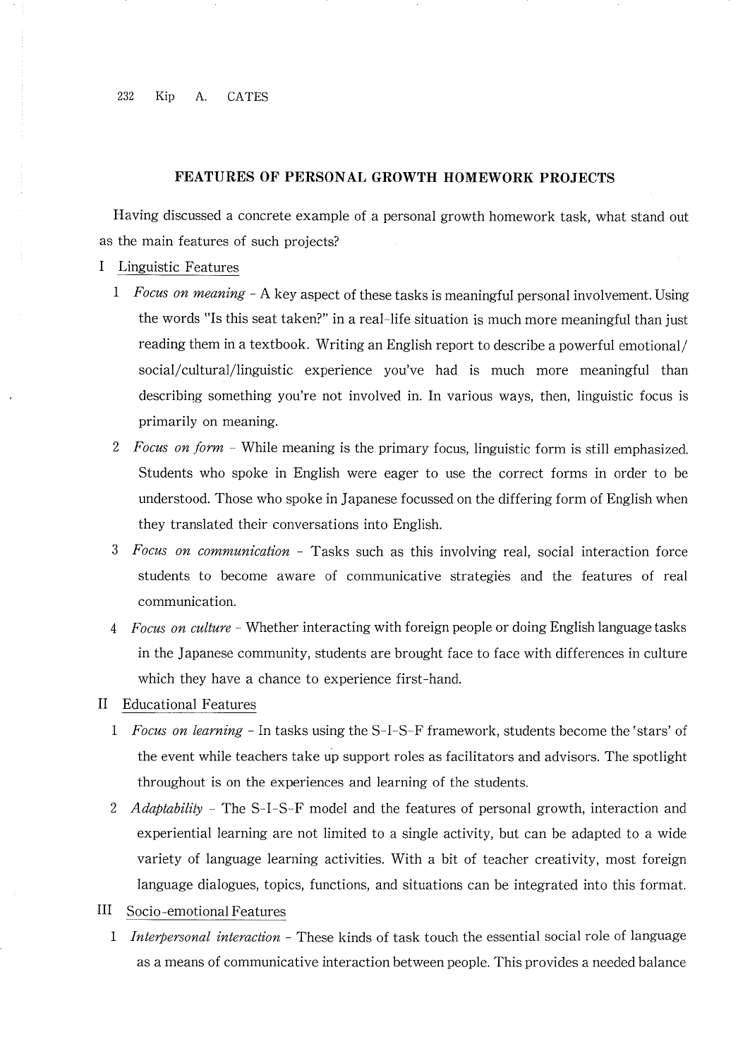## FEATURES OF PERSONAL GROWTH HOMEWORK PROJECTS

Having discussed a concrete example of a personal growth homework task, what stand out as the main features of such projects?

I Linguistic Features

1 *Focus on meaning* - A key aspect of these tasks is meaningful personal involvement. Using the words "Is this seat taken?" in a real-life situation is much more meaningful than just reading them in a textbook. Writing an English report to describe a powerful emotional/social/cultural/linguistic experience you've had is much more meaningful than describing something you're not involved in. In various ways, then, linguistic focus is primarily on meaning.

2 *Focus on form* - While meaning is the primary focus, linguistic form is still emphasized. Students who spoke in English were eager to use the correct forms in order to be understood. Those who spoke in Japanese focussed on the differing form of English when they translated their conversations into English.

3 *Focus on communication* - Tasks such as this involving real, social interaction force students to become aware of communicative strategies and the features of real communication.

4 *Focus on culture* - Whether interacting with foreign people or doing English language tasks in the Japanese community, students are brought face to face with differences in culture which they have a chance to experience first-hand.

II Educational Features

1 *Focus on learning* - In tasks using the S-I-S-F framework, students become the 'stars' of the event while teachers take up support roles as facilitators and advisors. The spotlight throughout is on the experiences and learning of the students.

2 *Adaptability* - The S-I-S-F model and the features of personal growth, interaction and experiential learning are not limited to a single activity, but can be adapted to a wide variety of language learning activities. With a bit of teacher creativity, most foreign language dialogues, topics, functions, and situations can be integrated into this format.

III Socio-emotional Features

1 *Interpersonal interaction* - These kinds of task touch the essential social role of language as a means of communicative interaction between people. This provides a needed balance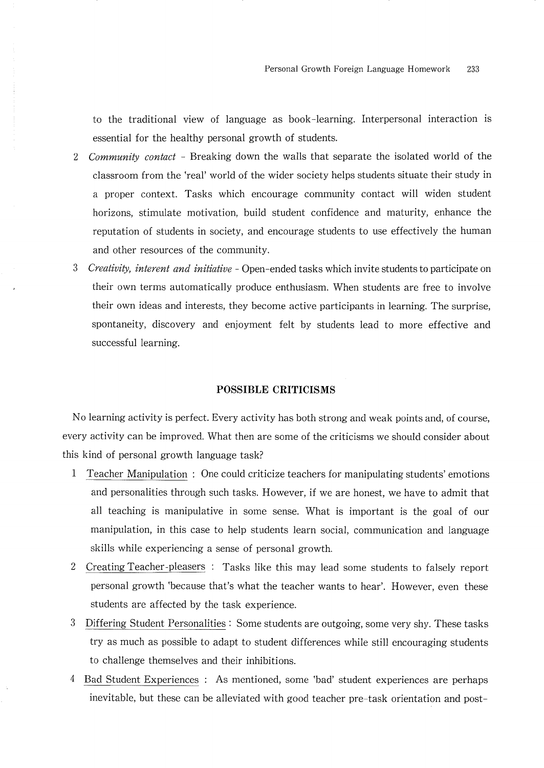to the traditional view of language as book-learning. Interpersonal interaction is essential for the healthy personal growth of students.

2. *Community contact* - Breaking down the walls that separate the isolated world of the classroom from the 'real' world of the wider society helps students situate their study in a proper context. Tasks which encourage community contact will widen student horizons, stimulate motivation, build student confidence and maturity, enhance the reputation of students in society, and encourage students to use effectively the human and other resources of the community.
3. *Creativity, interent and initiative* - Open-ended tasks which invite students to participate on their own terms automatically produce enthusiasm. When students are free to involve their own ideas and interests, they become active participants in learning. The surprise, spontaneity, discovery and enjoyment felt by students lead to more effective and successful learning.

## POSSIBLE CRITICISMS

No learning activity is perfect. Every activity has both strong and weak points and, of course, every activity can be improved. What then are some of the criticisms we should consider about this kind of personal growth language task?

1. Teacher Manipulation : One could criticize teachers for manipulating students' emotions and personalities through such tasks. However, if we are honest, we have to admit that all teaching is manipulative in some sense. What is important is the goal of our manipulation, in this case to help students learn social, communication and language skills while experiencing a sense of personal growth.
2. Creating Teacher-pleasers : Tasks like this may lead some students to falsely report personal growth 'because that's what the teacher wants to hear'. However, even these students are affected by the task experience.
3. Differing Student Personalities : Some students are outgoing, some very shy. These tasks try as much as possible to adapt to student differences while still encouraging students to challenge themselves and their inhibitions.
4. Bad Student Experiences : As mentioned, some 'bad' student experiences are perhaps inevitable, but these can be alleviated with good teacher pre-task orientation and post-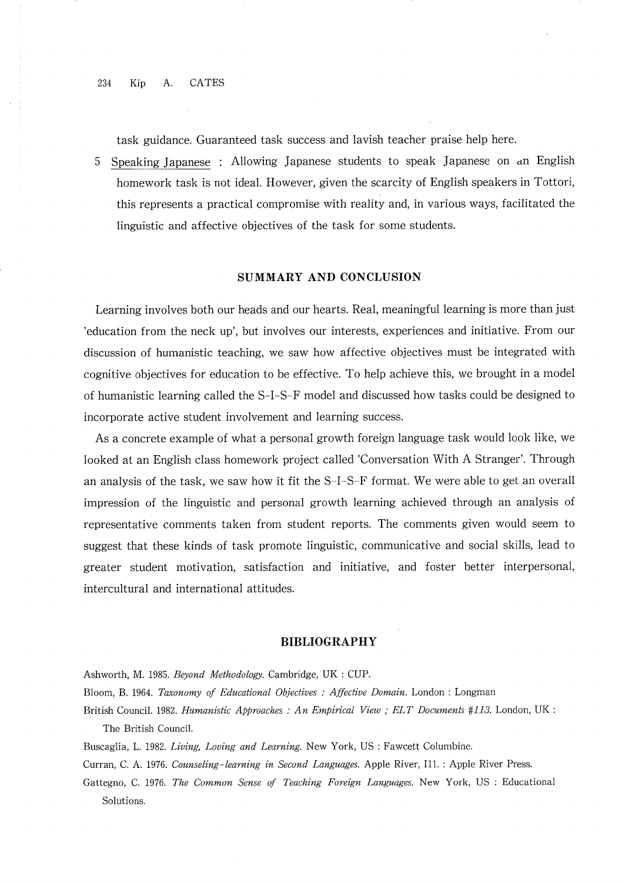task guidance. Guaranteed task success and lavish teacher praise help here.

5 Speaking Japanese : Allowing Japanese students to speak Japanese on an English homework task is not ideal. However, given the scarcity of English speakers in Tottori, this represents a practical compromise with reality and, in various ways, facilitated the linguistic and affective objectives of the task for some students.

## SUMMARY AND CONCLUSION

Learning involves both our heads and our hearts. Real, meaningful learning is more than just 'education from the neck up', but involves our interests, experiences and initiative. From our discussion of humanistic teaching, we saw how affective objectives must be integrated with cognitive objectives for education to be effective. To help achieve this, we brought in a model of humanistic learning called the S-I-S-F model and discussed how tasks could be designed to incorporate active student involvement and learning success.

As a concrete example of what a personal growth foreign language task would look like, we looked at an English class homework project called 'Conversation With A Stranger'. Through an analysis of the task, we saw how it fit the S-I-S-F format. We were able to get an overall impression of the linguistic and personal growth learning achieved through an analysis of representative comments taken from student reports. The comments given would seem to suggest that these kinds of task promote linguistic, communicative and social skills, lead to greater student motivation, satisfaction and initiative, and foster better interpersonal, intercultural and international attitudes.

## BIBLIOGRAPHY

Ashworth, M. 1985. *Beyond Methodology.* Cambridge, UK : CUP.

Bloom, B. 1964. *Taxonomy of Educational Objectives : Affective Domain.* London : Longman

British Council. 1982. *Humanistic Approaches : An Empirical View ; ELT Documents #113.* London, UK : The British Council.

Buscaglia, L. 1982. *Living, Loving and Learning.* New York, US : Fawcett Columbine.

Curran, C. A. 1976. *Counseling-learning in Second Languages.* Apple River, Ill. : Apple River Press.

Gattegno, C. 1976. *The Common Sense of Teaching Foreign Languages.* New York, US : Educational Solutions.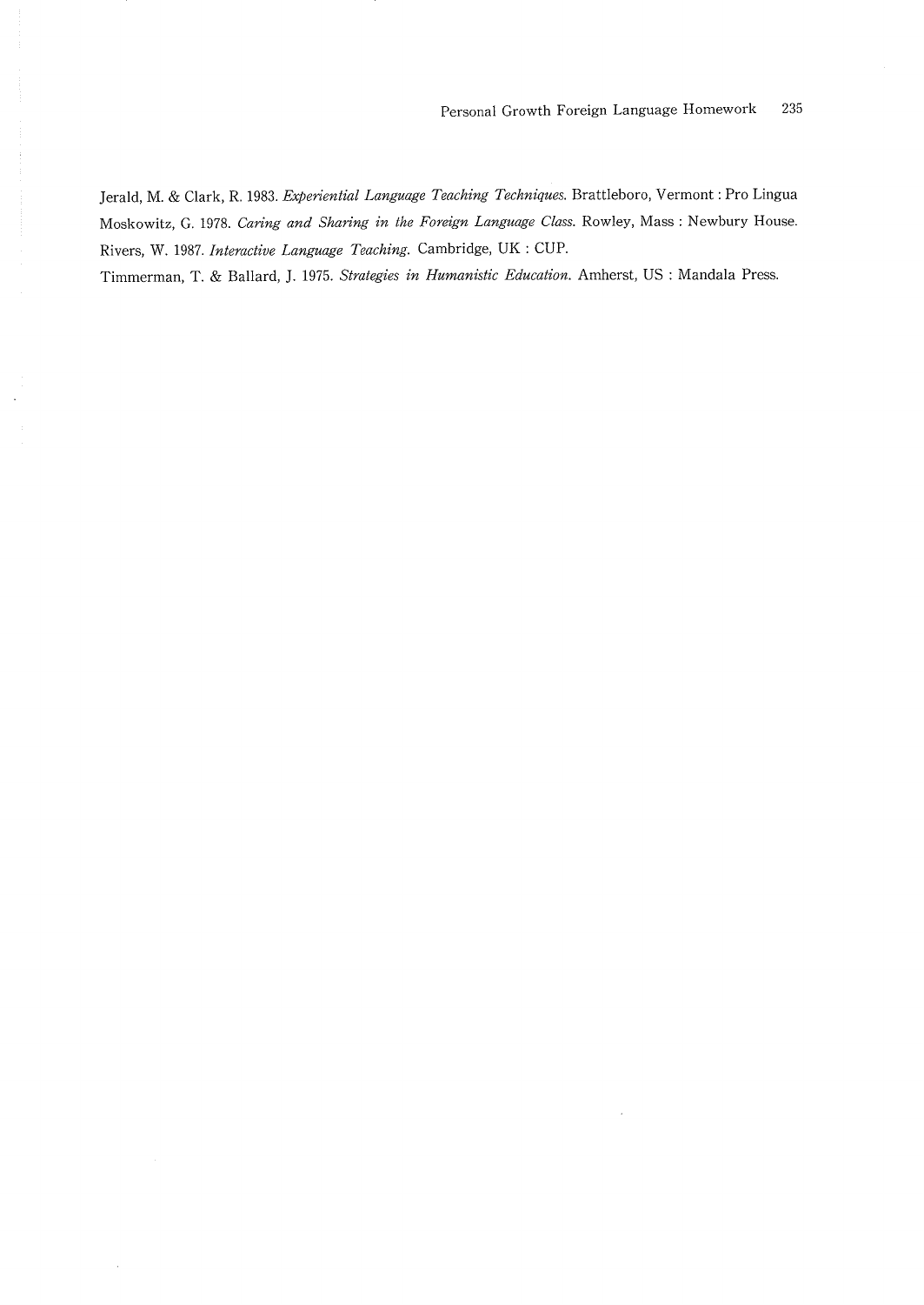Jerald, M. & Clark, R. 1983. *Experiential Language Teaching Techniques.* Brattleboro, Vermont : Pro Lingua

Moskowitz, G. 1978. *Caring and Sharing in the Foreign Language Class.* Rowley, Mass : Newbury House.

Rivers, W. 1987. *Interactive Language Teaching.* Cambridge, UK : CUP.

Timmerman, T. & Ballard, J. 1975. *Strategies in Humanistic Education.* Amherst, US : Mandala Press.